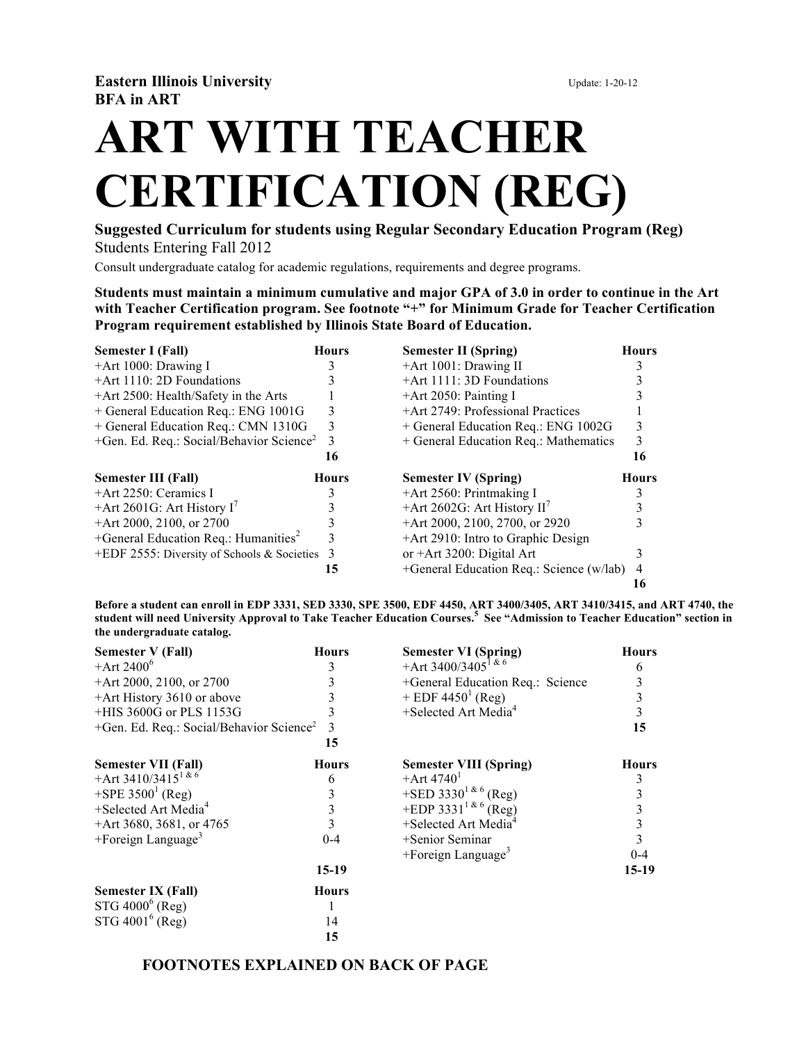**Eastern Illinois University** Update: 1-20-12
**BFA in ART**

# ART WITH TEACHER CERTIFICATION (REG)

**Suggested Curriculum for students using Regular Secondary Education Program (Reg)**
Students Entering Fall 2012
Consult undergraduate catalog for academic regulations, requirements and degree programs.

**Students must maintain a minimum cumulative and major GPA of 3.0 in order to continue in the Art with Teacher Certification program. See footnote "+" for Minimum Grade for Teacher Certification Program requirement established by Illinois State Board of Education.**

| Semester I (Fall) | Hours |
|---|---|
| +Art 1000: Drawing I | 3 |
| +Art 1110: 2D Foundations | 3 |
| +Art 2500: Health/Safety in the Arts | 1 |
| + General Education Req.: ENG 1001G | 3 |
| + General Education Req.: CMN 1310G | 3 |
| +Gen. Ed. Req.: Social/Behavior Science[2] | 3 |
| | **16** |

| Semester II (Spring) | Hours |
|---|---|
| +Art 1001: Drawing II | 3 |
| +Art 1111: 3D Foundations | 3 |
| +Art 2050: Painting I | 3 |
| +Art 2749: Professional Practices | 1 |
| + General Education Req.: ENG 1002G | 3 |
| + General Education Req.: Mathematics | 3 |
| | **16** |

| Semester III (Fall) | Hours |
|---|---|
| +Art 2250: Ceramics I | 3 |
| +Art 2601G: Art History I[7] | 3 |
| +Art 2000, 2100, or 2700 | 3 |
| +General Education Req.: Humanities[2] | 3 |
| +EDF 2555: Diversity of Schools & Societies | 3 |
| | **15** |

| Semester IV (Spring) | Hours |
|---|---|
| +Art 2560: Printmaking I | 3 |
| +Art 2602G: Art History II[7] | 3 |
| +Art 2000, 2100, 2700, or 2920 | 3 |
| +Art 2910: Intro to Graphic Design or +Art 3200: Digital Art | 3 |
| +General Education Req.: Science (w/lab) | 4 |
| | **16** |

**Before a student can enroll in EDP 3331, SED 3330, SPE 3500, EDF 4450, ART 3400/3405, ART 3410/3415, and ART 4740, the student will need University Approval to Take Teacher Education Courses.[5] See "Admission to Teacher Education" section in the undergraduate catalog.**

| Semester V (Fall) | Hours |
|---|---|
| +Art 2400[6] | 3 |
| +Art 2000, 2100, or 2700 | 3 |
| +Art History 3610 or above | 3 |
| +HIS 3600G or PLS 1153G | 3 |
| +Gen. Ed. Req.: Social/Behavior Science[2] | 3 |
| | **15** |

| Semester VI (Spring) | Hours |
|---|---|
| +Art 3400/3405[1 & 6] | 6 |
| +General Education Req.: Science | 3 |
| + EDF 4450[1] (Reg) | 3 |
| +Selected Art Media[4] | 3 |
| | **15** |

| Semester VII (Fall) | Hours |
|---|---|
| +Art 3410/3415[1 & 6] | 6 |
| +SPE 3500[1] (Reg) | 3 |
| +Selected Art Media[4] | 3 |
| +Art 3680, 3681, or 4765 | 3 |
| +Foreign Language[3] | 0-4 |
| | **15-19** |

| Semester VIII (Spring) | Hours |
|---|---|
| +Art 4740[1] | 3 |
| +SED 3330[1 & 6] (Reg) | 3 |
| +EDP 3331[1 & 6] (Reg) | 3 |
| +Selected Art Media[4] | 3 |
| +Senior Seminar | 3 |
| +Foreign Language[3] | 0-4 |
| | **15-19** |

| Semester IX (Fall) | Hours |
|---|---|
| STG 4000[6] (Reg) | 1 |
| STG 4001[6] (Reg) | 14 |
| | **15** |

**FOOTNOTES EXPLAINED ON BACK OF PAGE**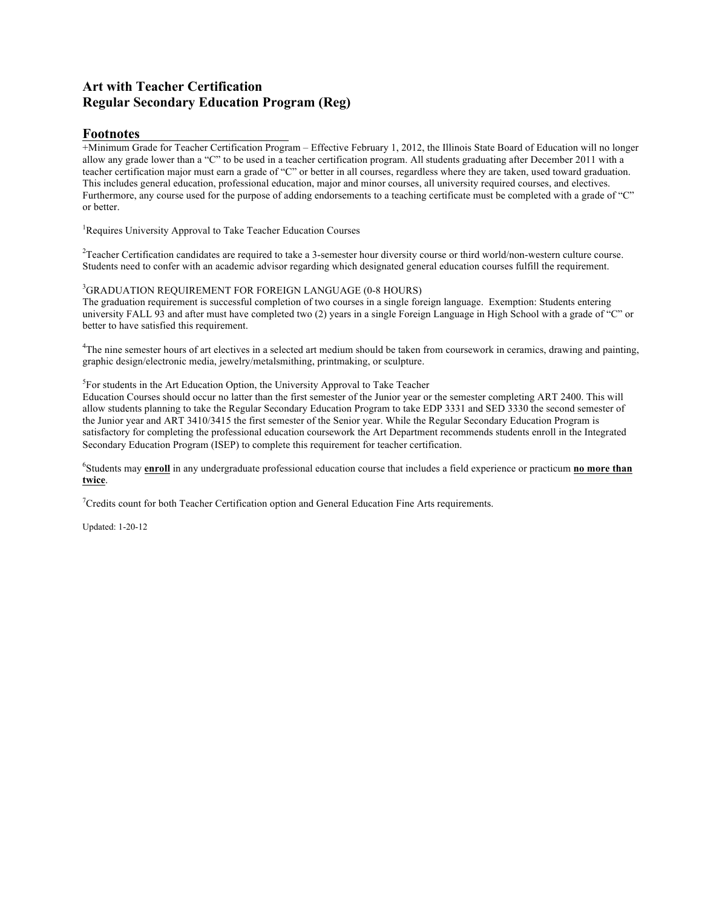# Art with Teacher Certification
# Regular Secondary Education Program (Reg)

## Footnotes

+Minimum Grade for Teacher Certification Program – Effective February 1, 2012, the Illinois State Board of Education will no longer allow any grade lower than a "C" to be used in a teacher certification program. All students graduating after December 2011 with a teacher certification major must earn a grade of "C" or better in all courses, regardless where they are taken, used toward graduation. This includes general education, professional education, major and minor courses, all university required courses, and electives. Furthermore, any course used for the purpose of adding endorsements to a teaching certificate must be completed with a grade of "C" or better.

[1]Requires University Approval to Take Teacher Education Courses

[2]Teacher Certification candidates are required to take a 3-semester hour diversity course or third world/non-western culture course. Students need to confer with an academic advisor regarding which designated general education courses fulfill the requirement.

[3]GRADUATION REQUIREMENT FOR FOREIGN LANGUAGE (0-8 HOURS)
The graduation requirement is successful completion of two courses in a single foreign language. Exemption: Students entering university FALL 93 and after must have completed two (2) years in a single Foreign Language in High School with a grade of "C" or better to have satisfied this requirement.

[4]The nine semester hours of art electives in a selected art medium should be taken from coursework in ceramics, drawing and painting, graphic design/electronic media, jewelry/metalsmithing, printmaking, or sculpture.

[5]For students in the Art Education Option, the University Approval to Take Teacher
Education Courses should occur no latter than the first semester of the Junior year or the semester completing ART 2400. This will allow students planning to take the Regular Secondary Education Program to take EDP 3331 and SED 3330 the second semester of the Junior year and ART 3410/3415 the first semester of the Senior year. While the Regular Secondary Education Program is satisfactory for completing the professional education coursework the Art Department recommends students enroll in the Integrated Secondary Education Program (ISEP) to complete this requirement for teacher certification.

[6]Students may **enroll** in any undergraduate professional education course that includes a field experience or practicum **no more than twice**.

[7]Credits count for both Teacher Certification option and General Education Fine Arts requirements.

Updated: 1-20-12